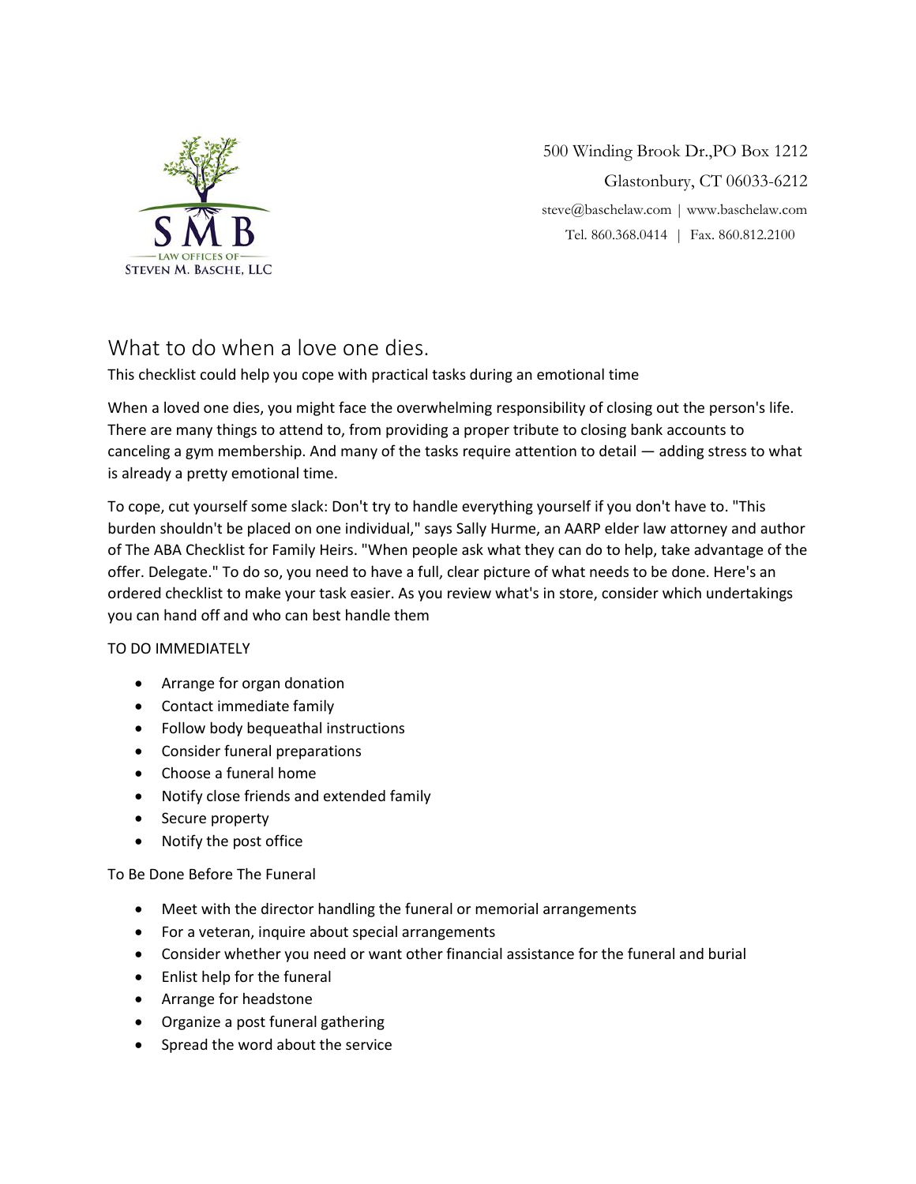SMB
LAW OFFICES OF
STEVEN M. BASCHE, LLC

500 Winding Brook Dr.,PO Box 1212
Glastonbury, CT 06033-6212
steve@baschelaw.com | www.baschelaw.com
Tel. 860.368.0414 | Fax. 860.812.2100

# What to do when a love one dies.

This checklist could help you cope with practical tasks during an emotional time

When a loved one dies, you might face the overwhelming responsibility of closing out the person's life. There are many things to attend to, from providing a proper tribute to closing bank accounts to canceling a gym membership. And many of the tasks require attention to detail — adding stress to what is already a pretty emotional time.

To cope, cut yourself some slack: Don't try to handle everything yourself if you don't have to. "This burden shouldn't be placed on one individual," says Sally Hurme, an AARP elder law attorney and author of The ABA Checklist for Family Heirs. "When people ask what they can do to help, take advantage of the offer. Delegate." To do so, you need to have a full, clear picture of what needs to be done. Here's an ordered checklist to make your task easier. As you review what's in store, consider which undertakings you can hand off and who can best handle them

TO DO IMMEDIATELY

- Arrange for organ donation
- Contact immediate family
- Follow body bequeathal instructions
- Consider funeral preparations
- Choose a funeral home
- Notify close friends and extended family
- Secure property
- Notify the post office

To Be Done Before The Funeral

- Meet with the director handling the funeral or memorial arrangements
- For a veteran, inquire about special arrangements
- Consider whether you need or want other financial assistance for the funeral and burial
- Enlist help for the funeral
- Arrange for headstone
- Organize a post funeral gathering
- Spread the word about the service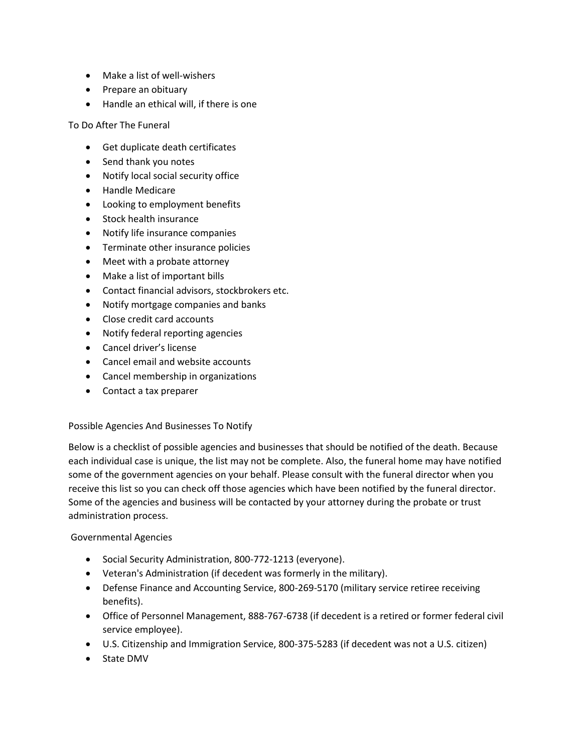- Make a list of well-wishers
- Prepare an obituary
- Handle an ethical will, if there is one

## To Do After The Funeral

- Get duplicate death certificates
- Send thank you notes
- Notify local social security office
- Handle Medicare
- Looking to employment benefits
- Stock health insurance
- Notify life insurance companies
- Terminate other insurance policies
- Meet with a probate attorney
- Make a list of important bills
- Contact financial advisors, stockbrokers etc.
- Notify mortgage companies and banks
- Close credit card accounts
- Notify federal reporting agencies
- Cancel driver's license
- Cancel email and website accounts
- Cancel membership in organizations
- Contact a tax preparer

## Possible Agencies And Businesses To Notify

Below is a checklist of possible agencies and businesses that should be notified of the death. Because each individual case is unique, the list may not be complete. Also, the funeral home may have notified some of the government agencies on your behalf. Please consult with the funeral director when you receive this list so you can check off those agencies which have been notified by the funeral director. Some of the agencies and business will be contacted by your attorney during the probate or trust administration process.

### Governmental Agencies

- Social Security Administration, 800-772-1213 (everyone).
- Veteran's Administration (if decedent was formerly in the military).
- Defense Finance and Accounting Service, 800-269-5170 (military service retiree receiving benefits).
- Office of Personnel Management, 888-767-6738 (if decedent is a retired or former federal civil service employee).
- U.S. Citizenship and Immigration Service, 800-375-5283 (if decedent was not a U.S. citizen)
- State DMV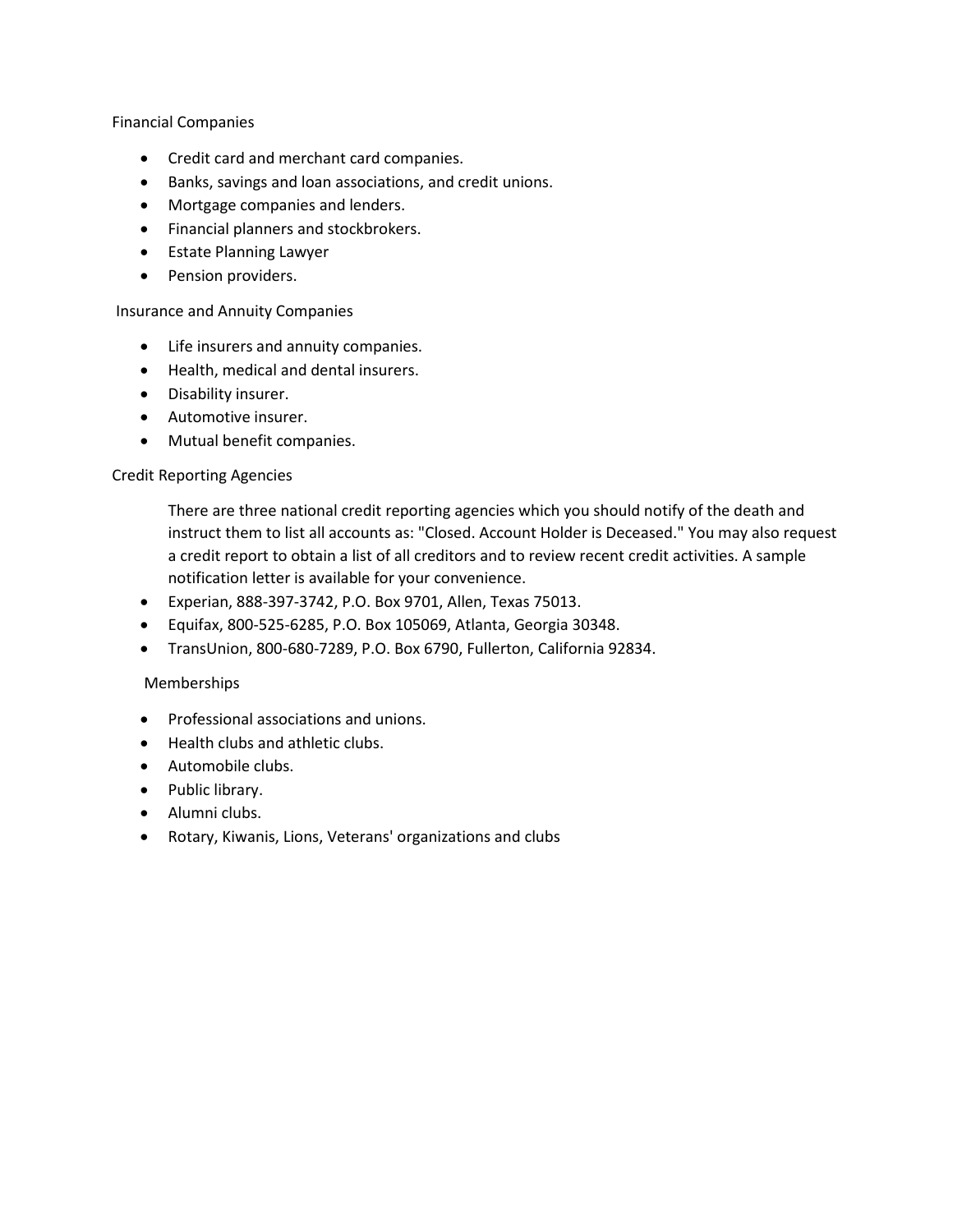Financial Companies

- Credit card and merchant card companies.
- Banks, savings and loan associations, and credit unions.
- Mortgage companies and lenders.
- Financial planners and stockbrokers.
- Estate Planning Lawyer
- Pension providers.

Insurance and Annuity Companies

- Life insurers and annuity companies.
- Health, medical and dental insurers.
- Disability insurer.
- Automotive insurer.
- Mutual benefit companies.

Credit Reporting Agencies

There are three national credit reporting agencies which you should notify of the death and instruct them to list all accounts as: "Closed. Account Holder is Deceased." You may also request a credit report to obtain a list of all creditors and to review recent credit activities. A sample notification letter is available for your convenience.

- Experian, 888-397-3742, P.O. Box 9701, Allen, Texas 75013.
- Equifax, 800-525-6285, P.O. Box 105069, Atlanta, Georgia 30348.
- TransUnion, 800-680-7289, P.O. Box 6790, Fullerton, California 92834.

Memberships

- Professional associations and unions.
- Health clubs and athletic clubs.
- Automobile clubs.
- Public library.
- Alumni clubs.
- Rotary, Kiwanis, Lions, Veterans' organizations and clubs